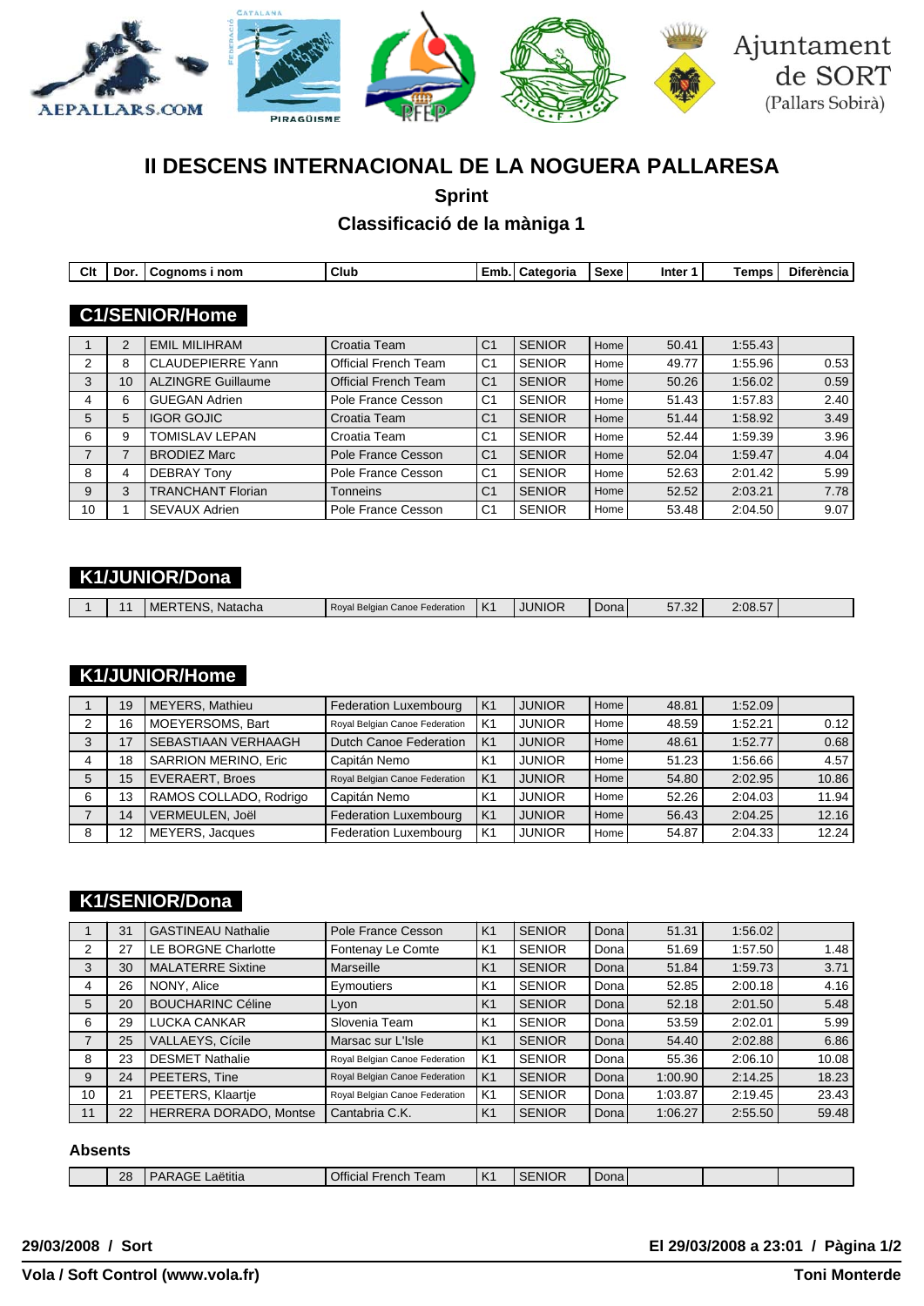# II DESCENS INTERNACIONAL DE LA NOGUERA PALLARESA

## Sprint

## Classificació de la màniga 1

### C1/SENIOR/Home

| Clt | Dor. | Cognoms i nom | Club | Emb. | Categoria | Sexe | Inter 1 | Temps | Diferència |
|---|---|---|---|---|---|---|---|---|---|
| 1 | 2 | EMIL MILIHRAM | Croatia Team | C1 | SENIOR | Home | 50.41 | 1:55.43 | |
| 2 | 8 | CLAUDEPIERRE Yann | Official French Team | C1 | SENIOR | Home | 49.77 | 1:55.96 | 0.53 |
| 3 | 10 | ALZINGRE Guillaume | Official French Team | C1 | SENIOR | Home | 50.26 | 1:56.02 | 0.59 |
| 4 | 6 | GUEGAN Adrien | Pole France Cesson | C1 | SENIOR | Home | 51.43 | 1:57.83 | 2.40 |
| 5 | 5 | IGOR GOJIC | Croatia Team | C1 | SENIOR | Home | 51.44 | 1:58.92 | 3.49 |
| 6 | 9 | TOMISLAV LEPAN | Croatia Team | C1 | SENIOR | Home | 52.44 | 1:59.39 | 3.96 |
| 7 | 7 | BRODIEZ Marc | Pole France Cesson | C1 | SENIOR | Home | 52.04 | 1:59.47 | 4.04 |
| 8 | 4 | DEBRAY Tony | Pole France Cesson | C1 | SENIOR | Home | 52.63 | 2:01.42 | 5.99 |
| 9 | 3 | TRANCHANT Florian | Tonneins | C1 | SENIOR | Home | 52.52 | 2:03.21 | 7.78 |
| 10 | 1 | SEVAUX Adrien | Pole France Cesson | C1 | SENIOR | Home | 53.48 | 2:04.50 | 9.07 |

### K1/JUNIOR/Dona

| Clt | Dor. | Cognoms i nom | Club | Emb. | Categoria | Sexe | Inter 1 | Temps | Diferència |
|---|---|---|---|---|---|---|---|---|---|
| 1 | 11 | MERTENS, Natacha | Royal Belgian Canoe Federation | K1 | JUNIOR | Dona | 57.32 | 2:08.57 | |

### K1/JUNIOR/Home

| Clt | Dor. | Cognoms i nom | Club | Emb. | Categoria | Sexe | Inter 1 | Temps | Diferència |
|---|---|---|---|---|---|---|---|---|---|
| 1 | 19 | MEYERS, Mathieu | Federation Luxembourg | K1 | JUNIOR | Home | 48.81 | 1:52.09 | |
| 2 | 16 | MOEYERSOMS, Bart | Royal Belgian Canoe Federation | K1 | JUNIOR | Home | 48.59 | 1:52.21 | 0.12 |
| 3 | 17 | SEBASTIAAN VERHAAGH | Dutch Canoe Federation | K1 | JUNIOR | Home | 48.61 | 1:52.77 | 0.68 |
| 4 | 18 | SARRION MERINO, Eric | Capitán Nemo | K1 | JUNIOR | Home | 51.23 | 1:56.66 | 4.57 |
| 5 | 15 | EVERAERT, Broes | Royal Belgian Canoe Federation | K1 | JUNIOR | Home | 54.80 | 2:02.95 | 10.86 |
| 6 | 13 | RAMOS COLLADO, Rodrigo | Capitán Nemo | K1 | JUNIOR | Home | 52.26 | 2:04.03 | 11.94 |
| 7 | 14 | VERMEULEN, Joël | Federation Luxembourg | K1 | JUNIOR | Home | 56.43 | 2:04.25 | 12.16 |
| 8 | 12 | MEYERS, Jacques | Federation Luxembourg | K1 | JUNIOR | Home | 54.87 | 2:04.33 | 12.24 |

### K1/SENIOR/Dona

| Clt | Dor. | Cognoms i nom | Club | Emb. | Categoria | Sexe | Inter 1 | Temps | Diferència |
|---|---|---|---|---|---|---|---|---|---|
| 1 | 31 | GASTINEAU Nathalie | Pole France Cesson | K1 | SENIOR | Dona | 51.31 | 1:56.02 | |
| 2 | 27 | LE BORGNE Charlotte | Fontenay Le Comte | K1 | SENIOR | Dona | 51.69 | 1:57.50 | 1.48 |
| 3 | 30 | MALATERRE Sixtine | Marseille | K1 | SENIOR | Dona | 51.84 | 1:59.73 | 3.71 |
| 4 | 26 | NONY, Alice | Eymoutiers | K1 | SENIOR | Dona | 52.85 | 2:00.18 | 4.16 |
| 5 | 20 | BOUCHARINC Céline | Lyon | K1 | SENIOR | Dona | 52.18 | 2:01.50 | 5.48 |
| 6 | 29 | LUCKA CANKAR | Slovenia Team | K1 | SENIOR | Dona | 53.59 | 2:02.01 | 5.99 |
| 7 | 25 | VALLAEYS, Cícile | Marsac sur L'Isle | K1 | SENIOR | Dona | 54.40 | 2:02.88 | 6.86 |
| 8 | 23 | DESMET Nathalie | Royal Belgian Canoe Federation | K1 | SENIOR | Dona | 55.36 | 2:06.10 | 10.08 |
| 9 | 24 | PEETERS, Tine | Royal Belgian Canoe Federation | K1 | SENIOR | Dona | 1:00.90 | 2:14.25 | 18.23 |
| 10 | 21 | PEETERS, Klaartje | Royal Belgian Canoe Federation | K1 | SENIOR | Dona | 1:03.87 | 2:19.45 | 23.43 |
| 11 | 22 | HERRERA DORADO, Montse | Cantabria C.K. | K1 | SENIOR | Dona | 1:06.27 | 2:55.50 | 59.48 |

**Absents**

| Clt | Dor. | Cognoms i nom | Club | Emb. | Categoria | Sexe | Inter 1 | Temps | Diferència |
|---|---|---|---|---|---|---|---|---|---|
| | 28 | PARAGE Laëtitia | Official French Team | K1 | SENIOR | Dona | | | |

**29/03/2008 / Sort** — **El 29/03/2008 a 23:01**

**Vola / Soft Control (www.vola.fr)** — **Toni Monterde**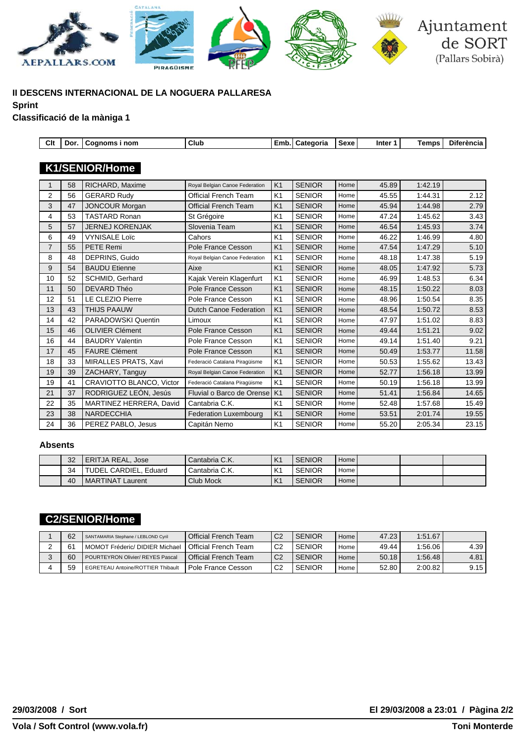Ajuntament de SORT (Pallars Sobirà)

**II DESCENS INTERNACIONAL DE LA NOGUERA PALLARESA**

**Sprint**

**Classificació de la màniga 1**

## K1/SENIOR/Home

| Clt | Dor. | Cognoms i nom | Club | Emb. | Categoria | Sexe | Inter 1 | Temps | Diferència |
|---|---|---|---|---|---|---|---|---|---|
| 1 | 58 | RICHARD, Maxime | Royal Belgian Canoe Federation | K1 | SENIOR | Home | 45.89 | 1:42.19 | |
| 2 | 56 | GERARD Rudy | Official French Team | K1 | SENIOR | Home | 45.55 | 1:44.31 | 2.12 |
| 3 | 47 | JONCOUR Morgan | Official French Team | K1 | SENIOR | Home | 45.94 | 1:44.98 | 2.79 |
| 4 | 53 | TASTARD Ronan | St Grégoire | K1 | SENIOR | Home | 47.24 | 1:45.62 | 3.43 |
| 5 | 57 | JERNEJ KORENJAK | Slovenia Team | K1 | SENIOR | Home | 46.54 | 1:45.93 | 3.74 |
| 6 | 49 | VYNISALE Loïc | Cahors | K1 | SENIOR | Home | 46.22 | 1:46.99 | 4.80 |
| 7 | 55 | PETE Remi | Pole France Cesson | K1 | SENIOR | Home | 47.54 | 1:47.29 | 5.10 |
| 8 | 48 | DEPRINS, Guido | Royal Belgian Canoe Federation | K1 | SENIOR | Home | 48.18 | 1:47.38 | 5.19 |
| 9 | 54 | BAUDU Etienne | Aixe | K1 | SENIOR | Home | 48.05 | 1:47.92 | 5.73 |
| 10 | 52 | SCHMID, Gerhard | Kajak Verein Klagenfurt | K1 | SENIOR | Home | 46.99 | 1:48.53 | 6.34 |
| 11 | 50 | DEVARD Théo | Pole France Cesson | K1 | SENIOR | Home | 48.15 | 1:50.22 | 8.03 |
| 12 | 51 | LE CLEZIO Pierre | Pole France Cesson | K1 | SENIOR | Home | 48.96 | 1:50.54 | 8.35 |
| 13 | 43 | THIJS PAAUW | Dutch Canoe Federation | K1 | SENIOR | Home | 48.54 | 1:50.72 | 8.53 |
| 14 | 42 | PARADOWSKI Quentin | Limoux | K1 | SENIOR | Home | 47.97 | 1:51.02 | 8.83 |
| 15 | 46 | OLIVIER Clément | Pole France Cesson | K1 | SENIOR | Home | 49.44 | 1:51.21 | 9.02 |
| 16 | 44 | BAUDRY Valentin | Pole France Cesson | K1 | SENIOR | Home | 49.14 | 1:51.40 | 9.21 |
| 17 | 45 | FAURE Clément | Pole France Cesson | K1 | SENIOR | Home | 50.49 | 1:53.77 | 11.58 |
| 18 | 33 | MIRALLES PRATS, Xavi | Federació Catalana Piragüisme | K1 | SENIOR | Home | 50.53 | 1:55.62 | 13.43 |
| 19 | 39 | ZACHARY, Tanguy | Royal Belgian Canoe Federation | K1 | SENIOR | Home | 52.77 | 1:56.18 | 13.99 |
| 19 | 41 | CRAVIOTTO BLANCO, Victor | Federació Catalana Piragüisme | K1 | SENIOR | Home | 50.19 | 1:56.18 | 13.99 |
| 21 | 37 | RODRIGUEZ LEÓN, Jesús | Fluvial o Barco de Orense | K1 | SENIOR | Home | 51.41 | 1:56.84 | 14.65 |
| 22 | 35 | MARTINEZ HERRERA, David | Cantabria C.K. | K1 | SENIOR | Home | 52.48 | 1:57.68 | 15.49 |
| 23 | 38 | NARDECCHIA | Federation Luxembourg | K1 | SENIOR | Home | 53.51 | 2:01.74 | 19.55 |
| 24 | 36 | PEREZ PABLO, Jesus | Capitán Nemo | K1 | SENIOR | Home | 55.20 | 2:05.34 | 23.15 |

**Absents**

| Clt | Dor. | Cognoms i nom | Club | Emb. | Categoria | Sexe | Inter 1 | Temps | Diferència |
|---|---|---|---|---|---|---|---|---|---|
| | 32 | ERITJA REAL, Jose | Cantabria C.K. | K1 | SENIOR | Home | | | |
| | 34 | TUDEL CARDIEL, Eduard | Cantabria C.K. | K1 | SENIOR | Home | | | |
| | 40 | MARTINAT Laurent | Club Mock | K1 | SENIOR | Home | | | |

## C2/SENIOR/Home

| Clt | Dor. | Cognoms i nom | Club | Emb. | Categoria | Sexe | Inter 1 | Temps | Diferència |
|---|---|---|---|---|---|---|---|---|---|
| 1 | 62 | SANTAMARIA Stephane / LEBLOND Cyril | Official French Team | C2 | SENIOR | Home | 47.23 | 1:51.67 | |
| 2 | 61 | MOMOT Fréderic/ DIDIER Michael | Official French Team | C2 | SENIOR | Home | 49.44 | 1:56.06 | 4.39 |
| 3 | 60 | POURTEYRON Olivier/ REYES Pascal | Official French Team | C2 | SENIOR | Home | 50.18 | 1:56.48 | 4.81 |
| 4 | 59 | EGRETEAU Antoine/ROTTIER Thibault | Pole France Cesson | C2 | SENIOR | Home | 52.80 | 2:00.82 | 9.15 |

**29/03/2008 / Sort** — **El 29/03/2008 a 23:01**

**Vola / Soft Control (www.vola.fr)** — **Toni Monterde**